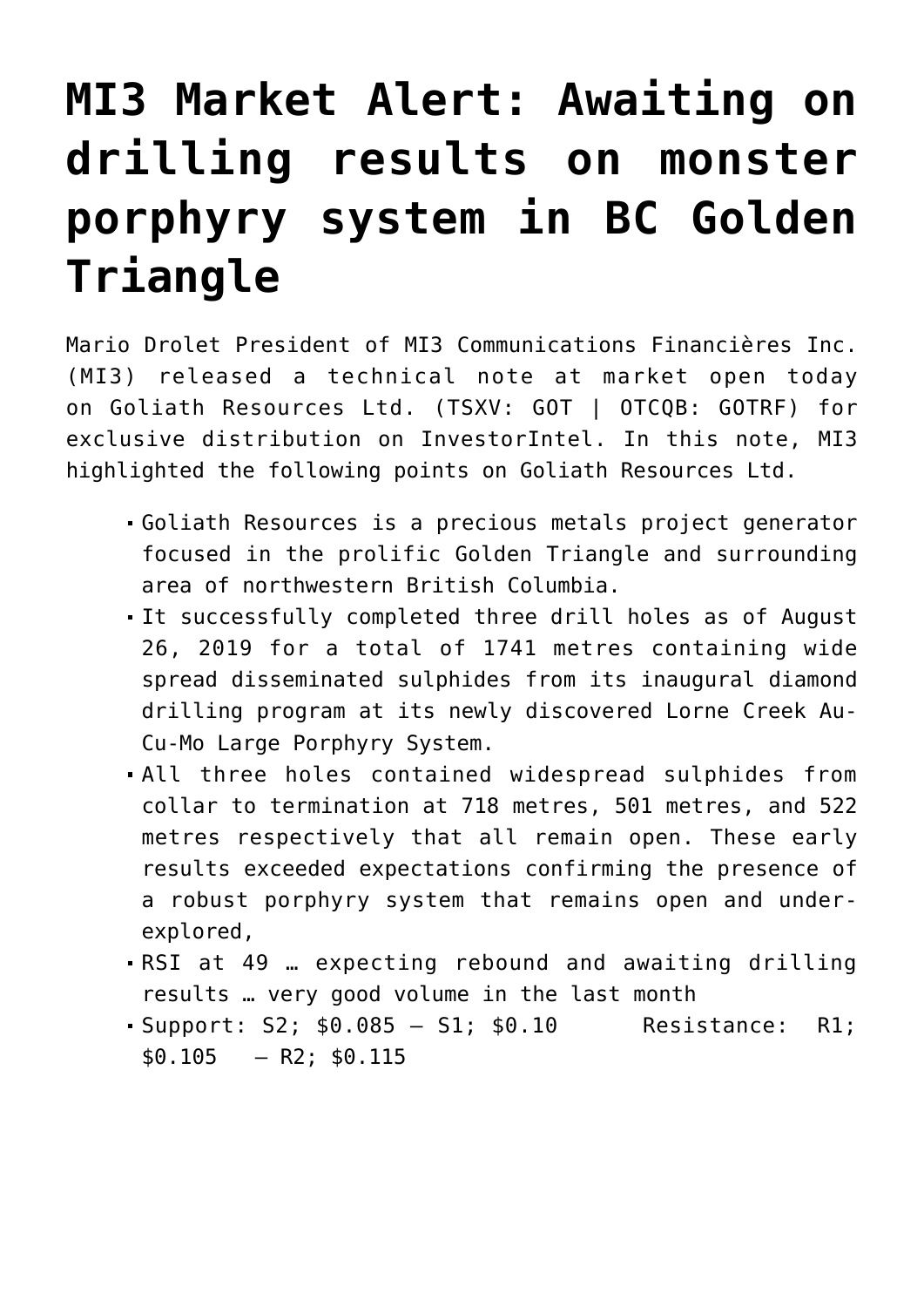# MI3 Market Alert: Awaiting on drilling results on monster porphyry system in BC Golden Triangle

Mario Drolet President of MI3 Communications Financières Inc. (MI3) released a technical note at market open today on Goliath Resources Ltd. (TSXV: GOT | OTCQB: GOTRF) for exclusive distribution on InvestorIntel. In this note, MI3 highlighted the following points on Goliath Resources Ltd.

- Goliath Resources is a precious metals project generator focused in the prolific Golden Triangle and surrounding area of northwestern British Columbia.
- It successfully completed three drill holes as of August 26, 2019 for a total of 1741 metres containing wide spread disseminated sulphides from its inaugural diamond drilling program at its newly discovered Lorne Creek Au-Cu-Mo Large Porphyry System.
- All three holes contained widespread sulphides from collar to termination at 718 metres, 501 metres, and 522 metres respectively that all remain open. These early results exceeded expectations confirming the presence of a robust porphyry system that remains open and under-explored,
- RSI at 49 … expecting rebound and awaiting drilling results … very good volume in the last month
- Support: S2; $0.085 – S1; $0.10 Resistance: R1; $0.105 – R2; $0.115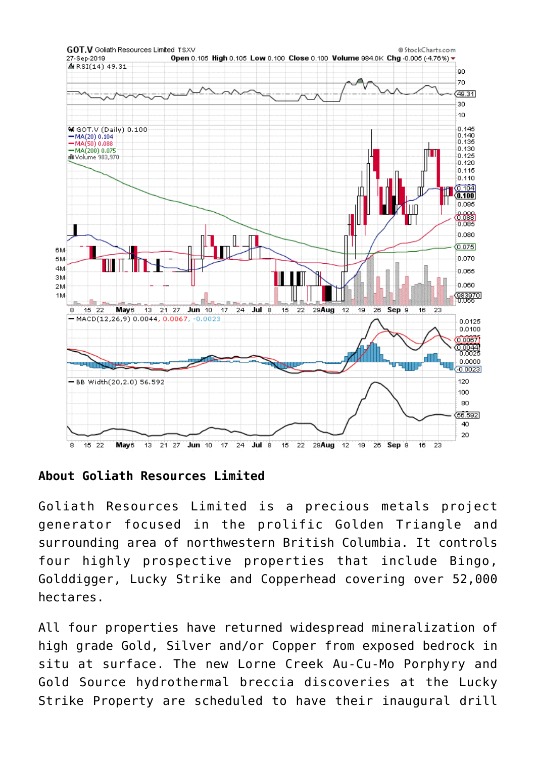## About Goliath Resources Limited

Goliath Resources Limited is a precious metals project generator focused in the prolific Golden Triangle and surrounding area of northwestern British Columbia. It controls four highly prospective properties that include Bingo, Golddigger, Lucky Strike and Copperhead covering over 52,000 hectares.

All four properties have returned widespread mineralization of high grade Gold, Silver and/or Copper from exposed bedrock in situ at surface. The new Lorne Creek Au-Cu-Mo Porphyry and Gold Source hydrothermal breccia discoveries at the Lucky Strike Property are scheduled to have their inaugural drill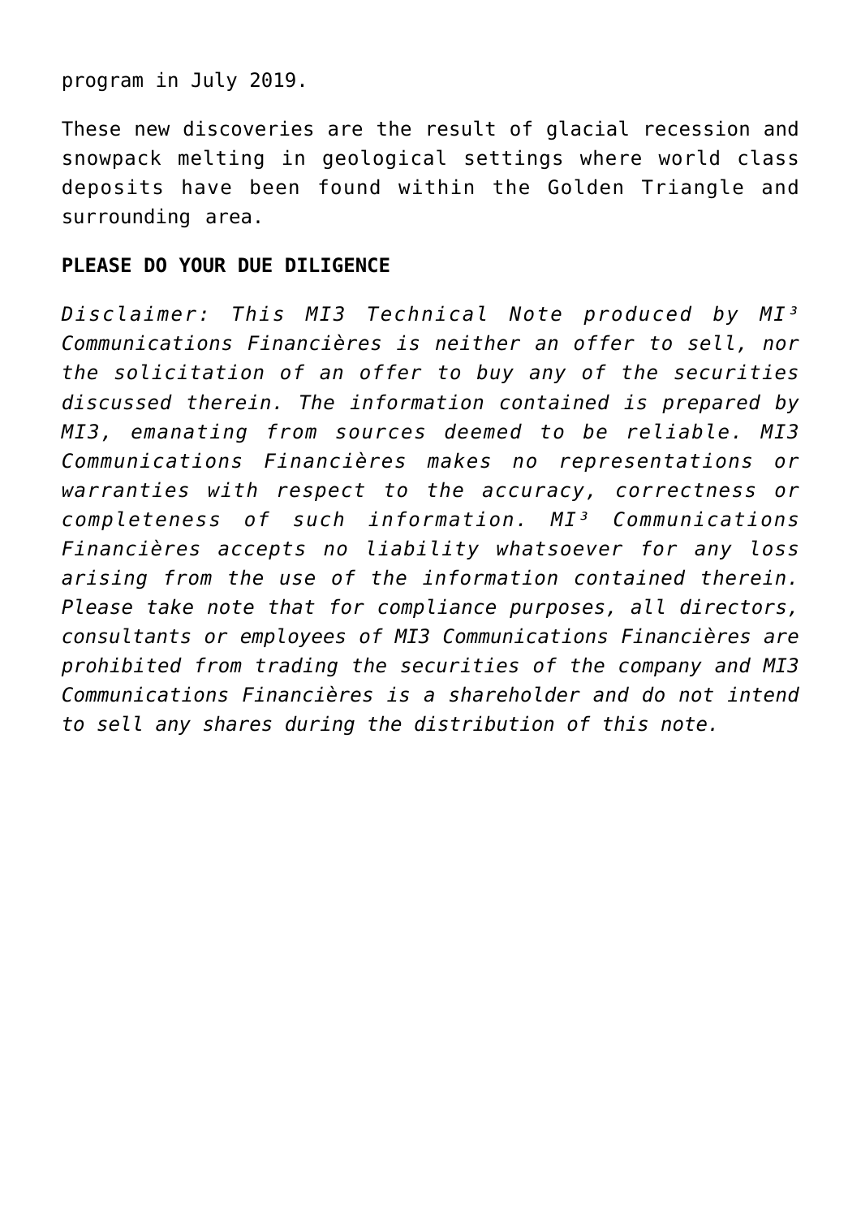program in July 2019.

These new discoveries are the result of glacial recession and snowpack melting in geological settings where world class deposits have been found within the Golden Triangle and surrounding area.

**PLEASE DO YOUR DUE DILIGENCE**

*Disclaimer: This MI3 Technical Note produced by MI³ Communications Financières is neither an offer to sell, nor the solicitation of an offer to buy any of the securities discussed therein. The information contained is prepared by MI3, emanating from sources deemed to be reliable. MI3 Communications Financières makes no representations or warranties with respect to the accuracy, correctness or completeness of such information. MI³ Communications Financières accepts no liability whatsoever for any loss arising from the use of the information contained therein. Please take note that for compliance purposes, all directors, consultants or employees of MI3 Communications Financières are prohibited from trading the securities of the company and MI3 Communications Financières is a shareholder and do not intend to sell any shares during the distribution of this note.*